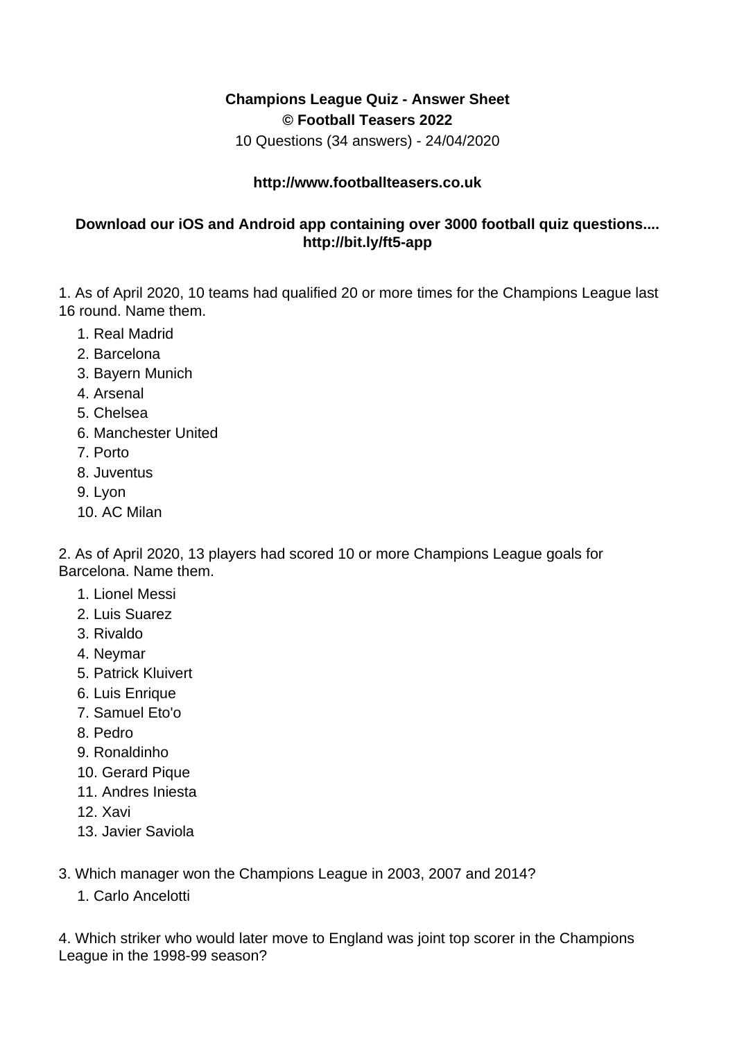**Champions League Quiz - Answer Sheet**
**© Football Teasers 2022**
10 Questions (34 answers) - 24/04/2020

**http://www.footballteasers.co.uk**

**Download our iOS and Android app containing over 3000 football quiz questions.... http://bit.ly/ft5-app**

1. As of April 2020, 10 teams had qualified 20 or more times for the Champions League last 16 round. Name them.

    1. Real Madrid
    2. Barcelona
    3. Bayern Munich
    4. Arsenal
    5. Chelsea
    6. Manchester United
    7. Porto
    8. Juventus
    9. Lyon
    10. AC Milan

2. As of April 2020, 13 players had scored 10 or more Champions League goals for Barcelona. Name them.

    1. Lionel Messi
    2. Luis Suarez
    3. Rivaldo
    4. Neymar
    5. Patrick Kluivert
    6. Luis Enrique
    7. Samuel Eto'o
    8. Pedro
    9. Ronaldinho
    10. Gerard Pique
    11. Andres Iniesta
    12. Xavi
    13. Javier Saviola

3. Which manager won the Champions League in 2003, 2007 and 2014?

    1. Carlo Ancelotti

4. Which striker who would later move to England was joint top scorer in the Champions League in the 1998-99 season?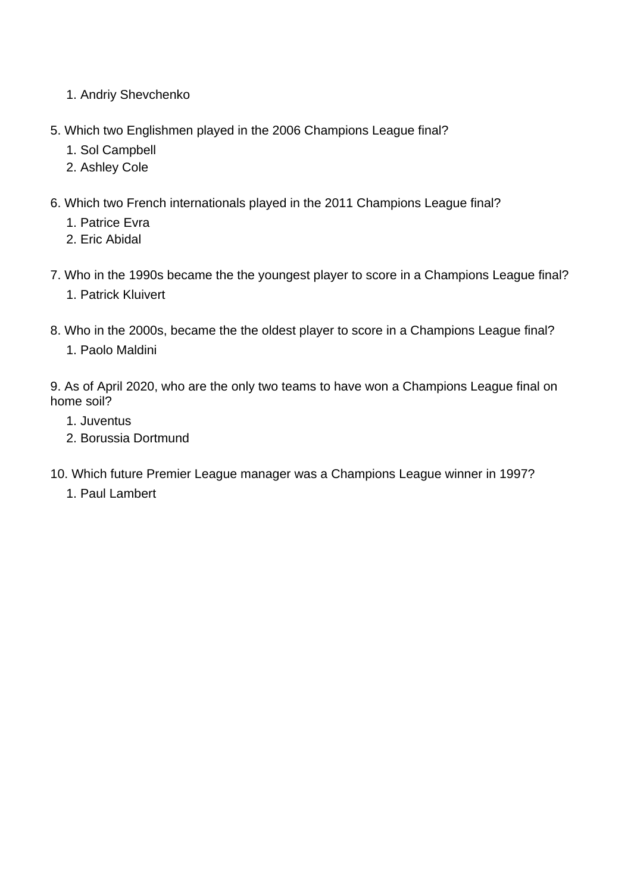1. Andriy Shevchenko

5. Which two Englishmen played in the 2006 Champions League final?
    1. Sol Campbell
    2. Ashley Cole

6. Which two French internationals played in the 2011 Champions League final?
    1. Patrice Evra
    2. Eric Abidal

7. Who in the 1990s became the the youngest player to score in a Champions League final?
    1. Patrick Kluivert

8. Who in the 2000s, became the the oldest player to score in a Champions League final?
    1. Paolo Maldini

9. As of April 2020, who are the only two teams to have won a Champions League final on home soil?
    1. Juventus
    2. Borussia Dortmund

10. Which future Premier League manager was a Champions League winner in 1997?
    1. Paul Lambert